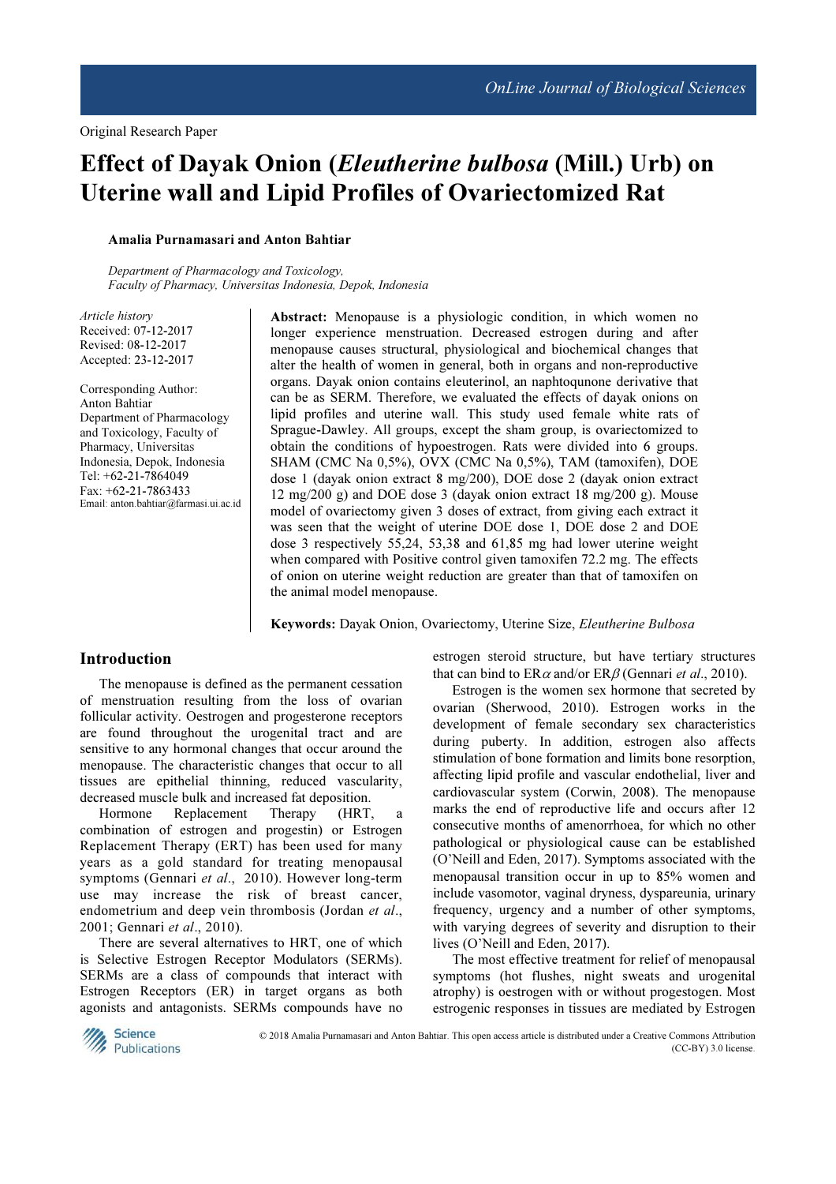Original Research Paper

# Effect of Dayak Onion (*Eleutherine bulbosa* (Mill.) Urb) on Uterine wall and Lipid Profiles of Ovariectomized Rat

**Amalia Purnamasari and Anton Bahtiar**

*Department of Pharmacology and Toxicology, Faculty of Pharmacy, Universitas Indonesia, Depok, Indonesia*

*Article history*
Received: 07-12-2017
Revised: 08-12-2017
Accepted: 23-12-2017

Corresponding Author:
Anton Bahtiar
Department of Pharmacology and Toxicology, Faculty of Pharmacy, Universitas Indonesia, Depok, Indonesia
Tel: +62-21-7864049
Fax: +62-21-7863433
Email: anton.bahtiar@farmasi.ui.ac.id

**Abstract:** Menopause is a physiologic condition, in which women no longer experience menstruation. Decreased estrogen during and after menopause causes structural, physiological and biochemical changes that alter the health of women in general, both in organs and non-reproductive organs. Dayak onion contains eleuterinol, an naphtoqunone derivative that can be as SERM. Therefore, we evaluated the effects of dayak onions on lipid profiles and uterine wall. This study used female white rats of Sprague-Dawley. All groups, except the sham group, is ovariectomized to obtain the conditions of hypoestrogen. Rats were divided into 6 groups. SHAM (CMC Na 0,5%), OVX (CMC Na 0,5%), TAM (tamoxifen), DOE dose 1 (dayak onion extract 8 mg/200), DOE dose 2 (dayak onion extract 12 mg/200 g) and DOE dose 3 (dayak onion extract 18 mg/200 g). Mouse model of ovariectomy given 3 doses of extract, from giving each extract it was seen that the weight of uterine DOE dose 1, DOE dose 2 and DOE dose 3 respectively 55,24, 53,38 and 61,85 mg had lower uterine weight when compared with Positive control given tamoxifen 72.2 mg. The effects of onion on uterine weight reduction are greater than that of tamoxifen on the animal model menopause.

**Keywords:** Dayak Onion, Ovariectomy, Uterine Size, *Eleutherine Bulbosa*

## Introduction

The menopause is defined as the permanent cessation of menstruation resulting from the loss of ovarian follicular activity. Oestrogen and progesterone receptors are found throughout the urogenital tract and are sensitive to any hormonal changes that occur around the menopause. The characteristic changes that occur to all tissues are epithelial thinning, reduced vascularity, decreased muscle bulk and increased fat deposition.

Hormone Replacement Therapy (HRT, a combination of estrogen and progestin) or Estrogen Replacement Therapy (ERT) has been used for many years as a gold standard for treating menopausal symptoms (Gennari *et al*., 2010). However long-term use may increase the risk of breast cancer, endometrium and deep vein thrombosis (Jordan *et al*., 2001; Gennari *et al*., 2010).

There are several alternatives to HRT, one of which is Selective Estrogen Receptor Modulators (SERMs). SERMs are a class of compounds that interact with Estrogen Receptors (ER) in target organs as both agonists and antagonists. SERMs compounds have no estrogen steroid structure, but have tertiary structures that can bind to ER$\alpha$ and/or ER$\beta$ (Gennari *et al*., 2010).

Estrogen is the women sex hormone that secreted by ovarian (Sherwood, 2010). Estrogen works in the development of female secondary sex characteristics during puberty. In addition, estrogen also affects stimulation of bone formation and limits bone resorption, affecting lipid profile and vascular endothelial, liver and cardiovascular system (Corwin, 2008). The menopause marks the end of reproductive life and occurs after 12 consecutive months of amenorrhoea, for which no other pathological or physiological cause can be established (O'Neill and Eden, 2017). Symptoms associated with the menopausal transition occur in up to 85% women and include vasomotor, vaginal dryness, dyspareunia, urinary frequency, urgency and a number of other symptoms, with varying degrees of severity and disruption to their lives (O'Neill and Eden, 2017).

The most effective treatment for relief of menopausal symptoms (hot flushes, night sweats and urogenital atrophy) is oestrogen with or without progestogen. Most estrogenic responses in tissues are mediated by Estrogen

© 2018 Amalia Purnamasari and Anton Bahtiar. This open access article is distributed under a Creative Commons Attribution (CC-BY) 3.0 license.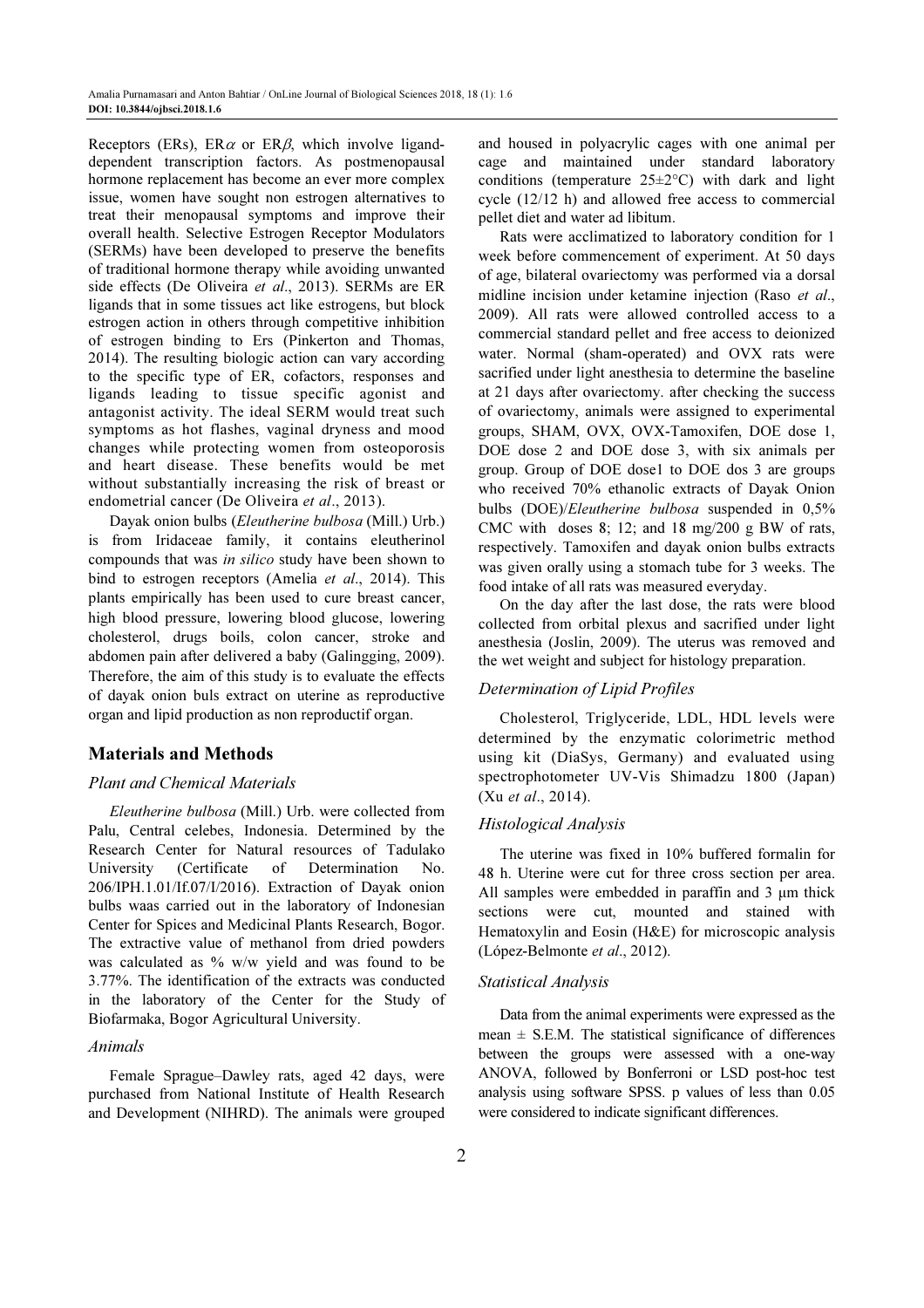Receptors (ERs), ER$\alpha$ or ER$\beta$, which involve ligand-dependent transcription factors. As postmenopausal hormone replacement has become an ever more complex issue, women have sought non estrogen alternatives to treat their menopausal symptoms and improve their overall health. Selective Estrogen Receptor Modulators (SERMs) have been developed to preserve the benefits of traditional hormone therapy while avoiding unwanted side effects (De Oliveira *et al*., 2013). SERMs are ER ligands that in some tissues act like estrogens, but block estrogen action in others through competitive inhibition of estrogen binding to Ers (Pinkerton and Thomas, 2014). The resulting biologic action can vary according to the specific type of ER, cofactors, responses and ligands leading to tissue specific agonist and antagonist activity. The ideal SERM would treat such symptoms as hot flashes, vaginal dryness and mood changes while protecting women from osteoporosis and heart disease. These benefits would be met without substantially increasing the risk of breast or endometrial cancer (De Oliveira *et al*., 2013).

Dayak onion bulbs (*Eleutherine bulbosa* (Mill.) Urb.) is from Iridaceae family, it contains eleutherinol compounds that was *in silico* study have been shown to bind to estrogen receptors (Amelia *et al*., 2014). This plants empirically has been used to cure breast cancer, high blood pressure, lowering blood glucose, lowering cholesterol, drugs boils, colon cancer, stroke and abdomen pain after delivered a baby (Galingging, 2009). Therefore, the aim of this study is to evaluate the effects of dayak onion buls extract on uterine as reproductive organ and lipid production as non reproductif organ.

## Materials and Methods

### Plant and Chemical Materials

*Eleutherine bulbosa* (Mill.) Urb. were collected from Palu, Central celebes, Indonesia. Determined by the Research Center for Natural resources of Tadulako University (Certificate of Determination No. 206/IPH.1.01/If.07/I/2016). Extraction of Dayak onion bulbs waas carried out in the laboratory of Indonesian Center for Spices and Medicinal Plants Research, Bogor. The extractive value of methanol from dried powders was calculated as % w/w yield and was found to be 3.77%. The identification of the extracts was conducted in the laboratory of the Center for the Study of Biofarmaka, Bogor Agricultural University.

### Animals

Female Sprague–Dawley rats, aged 42 days, were purchased from National Institute of Health Research and Development (NIHRD). The animals were grouped and housed in polyacrylic cages with one animal per cage and maintained under standard laboratory conditions (temperature 25±2°C) with dark and light cycle (12/12 h) and allowed free access to commercial pellet diet and water ad libitum.

Rats were acclimatized to laboratory condition for 1 week before commencement of experiment. At 50 days of age, bilateral ovariectomy was performed via a dorsal midline incision under ketamine injection (Raso *et al*., 2009). All rats were allowed controlled access to a commercial standard pellet and free access to deionized water. Normal (sham-operated) and OVX rats were sacrified under light anesthesia to determine the baseline at 21 days after ovariectomy. after checking the success of ovariectomy, animals were assigned to experimental groups, SHAM, OVX, OVX-Tamoxifen, DOE dose 1, DOE dose 2 and DOE dose 3, with six animals per group. Group of DOE dose1 to DOE dos 3 are groups who received 70% ethanolic extracts of Dayak Onion bulbs (DOE)/*Eleutherine bulbosa* suspended in 0,5% CMC with doses 8; 12; and 18 mg/200 g BW of rats, respectively. Tamoxifen and dayak onion bulbs extracts was given orally using a stomach tube for 3 weeks. The food intake of all rats was measured everyday.

On the day after the last dose, the rats were blood collected from orbital plexus and sacrified under light anesthesia (Joslin, 2009). The uterus was removed and the wet weight and subject for histology preparation.

### Determination of Lipid Profiles

Cholesterol, Triglyceride, LDL, HDL levels were determined by the enzymatic colorimetric method using kit (DiaSys, Germany) and evaluated using spectrophotometer UV-Vis Shimadzu 1800 (Japan) (Xu *et al*., 2014).

### Histological Analysis

The uterine was fixed in 10% buffered formalin for 48 h. Uterine were cut for three cross section per area. All samples were embedded in paraffin and 3 μm thick sections were cut, mounted and stained with Hematoxylin and Eosin (H&E) for microscopic analysis (López-Belmonte *et al*., 2012).

### Statistical Analysis

Data from the animal experiments were expressed as the mean ± S.E.M. The statistical significance of differences between the groups were assessed with a one-way ANOVA, followed by Bonferroni or LSD post-hoc test analysis using software SPSS. p values of less than 0.05 were considered to indicate significant differences.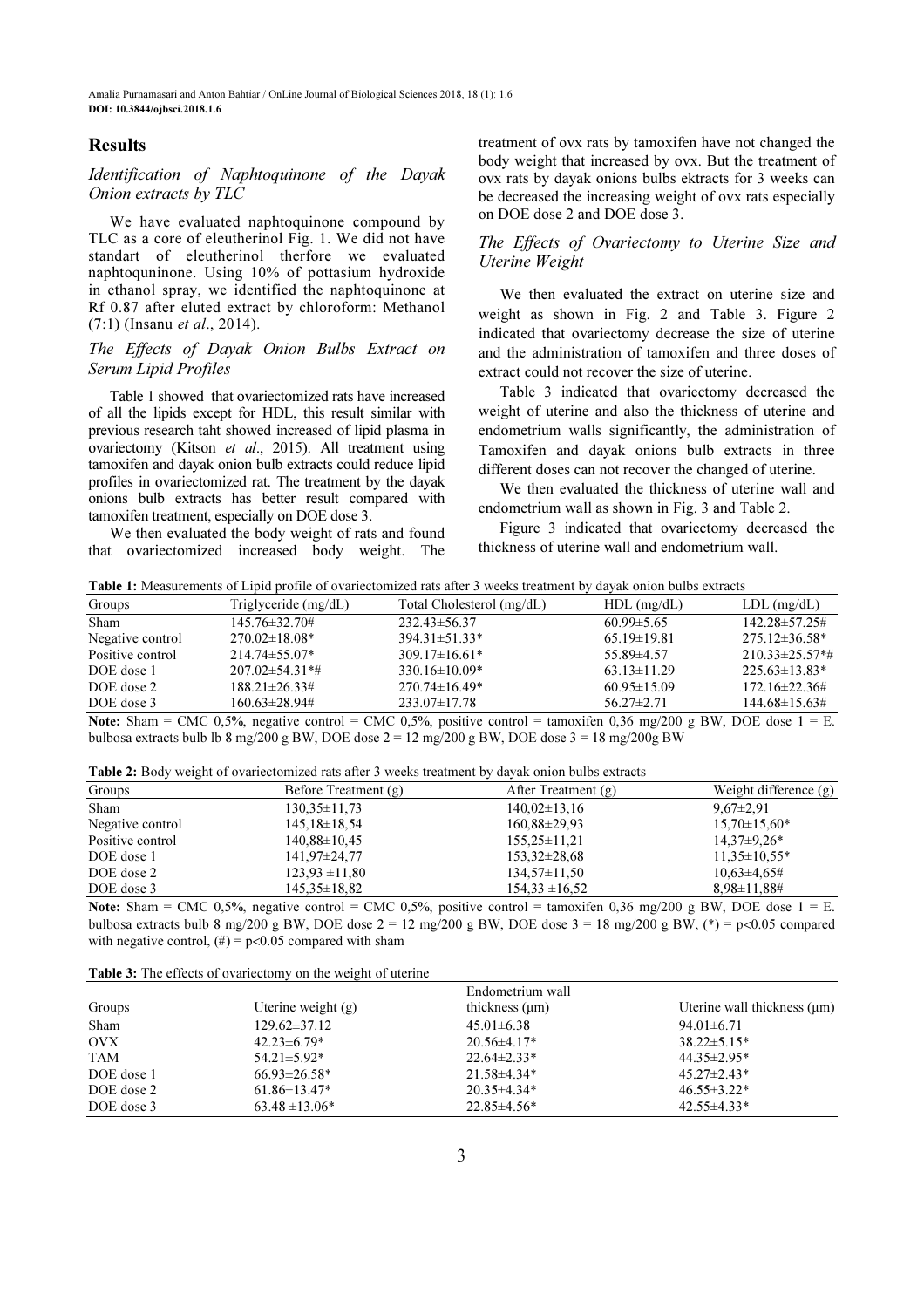## Results

### *Identification of Naphtoquinone of the Dayak Onion extracts by TLC*

We have evaluated naphtoquinone compound by TLC as a core of eleutherinol Fig. 1. We did not have standart of eleutherinol therfore we evaluated naphtoquninone. Using 10% of pottasium hydroxide in ethanol spray, we identified the naphtoquinone at Rf 0.87 after eluted extract by chloroform: Methanol (7:1) (Insanu *et al*., 2014).

### *The Effects of Dayak Onion Bulbs Extract on Serum Lipid Profiles*

Table 1 showed that ovariectomized rats have increased of all the lipids except for HDL, this result similar with previous research taht showed increased of lipid plasma in ovariectomy (Kitson *et al*., 2015). All treatment using tamoxifen and dayak onion bulb extracts could reduce lipid profiles in ovariectomized rat. The treatment by the dayak onions bulb extracts has better result compared with tamoxifen treatment, especially on DOE dose 3.

We then evaluated the body weight of rats and found that ovariectomized increased body weight. The treatment of ovx rats by tamoxifen have not changed the body weight that increased by ovx. But the treatment of ovx rats by dayak onions bulbs ektracts for 3 weeks can be decreased the increasing weight of ovx rats especially on DOE dose 2 and DOE dose 3.

### *The Effects of Ovariectomy to Uterine Size and Uterine Weight*

We then evaluated the extract on uterine size and weight as shown in Fig. 2 and Table 3. Figure 2 indicated that ovariectomy decrease the size of uterine and the administration of tamoxifen and three doses of extract could not recover the size of uterine.

Table 3 indicated that ovariectomy decreased the weight of uterine and also the thickness of uterine and endometrium walls significantly, the administration of Tamoxifen and dayak onions bulb extracts in three different doses can not recover the changed of uterine.

We then evaluated the thickness of uterine wall and endometrium wall as shown in Fig. 3 and Table 2.

Figure 3 indicated that ovariectomy decreased the thickness of uterine wall and endometrium wall.

**Table 1:** Measurements of Lipid profile of ovariectomized rats after 3 weeks treatment by dayak onion bulbs extracts

| Groups | Triglyceride (mg/dL) | Total Cholesterol (mg/dL) | HDL (mg/dL) | LDL (mg/dL) |
|---|---|---|---|---|
| Sham | 145.76±32.70# | 232.43±56.37 | 60.99±5.65 | 142.28±57.25# |
| Negative control | 270.02±18.08* | 394.31±51.33* | 65.19±19.81 | 275.12±36.58* |
| Positive control | 214.74±55.07* | 309.17±16.61* | 55.89±4.57 | 210.33±25.57*# |
| DOE dose 1 | 207.02±54.31*# | 330.16±10.09* | 63.13±11.29 | 225.63±13.83* |
| DOE dose 2 | 188.21±26.33# | 270.74±16.49* | 60.95±15.09 | 172.16±22.36# |
| DOE dose 3 | 160.63±28.94# | 233.07±17.78 | 56.27±2.71 | 144.68±15.63# |

**Note:** Sham = CMC 0,5%, negative control = CMC 0,5%, positive control = tamoxifen 0,36 mg/200 g BW, DOE dose 1 = E. bulbosa extracts bulb lb 8 mg/200 g BW, DOE dose 2 = 12 mg/200 g BW, DOE dose 3 = 18 mg/200g BW

**Table 2:** Body weight of ovariectomized rats after 3 weeks treatment by dayak onion bulbs extracts

| Groups | Before Treatment (g) | After Treatment (g) | Weight difference (g) |
|---|---|---|---|
| Sham | 130,35±11,73 | 140,02±13,16 | 9,67±2,91 |
| Negative control | 145,18±18,54 | 160,88±29,93 | 15,70±15,60* |
| Positive control | 140,88±10,45 | 155,25±11,21 | 14,37±9,26* |
| DOE dose 1 | 141,97±24,77 | 153,32±28,68 | 11,35±10,55* |
| DOE dose 2 | 123,93 ±11,80 | 134,57±11,50 | 10,63±4,65# |
| DOE dose 3 | 145,35±18,82 | 154,33 ±16,52 | 8,98±11,88# |

**Note:** Sham = CMC 0,5%, negative control = CMC 0,5%, positive control = tamoxifen 0,36 mg/200 g BW, DOE dose 1 = E. bulbosa extracts bulb 8 mg/200 g BW, DOE dose 2 = 12 mg/200 g BW, DOE dose 3 = 18 mg/200 g BW, (*) = p<0.05 compared with negative control, (#) = p<0.05 compared with sham

**Table 3:** The effects of ovariectomy on the weight of uterine

| Groups | Uterine weight (g) | Endometrium wall thickness (μm) | Uterine wall thickness (μm) |
|---|---|---|---|
| Sham | 129.62±37.12 | 45.01±6.38 | 94.01±6.71 |
| OVX | 42.23±6.79* | 20.56±4.17* | 38.22±5.15* |
| TAM | 54.21±5.92* | 22.64±2.33* | 44.35±2.95* |
| DOE dose 1 | 66.93±26.58* | 21.58±4.34* | 45.27±2.43* |
| DOE dose 2 | 61.86±13.47* | 20.35±4.34* | 46.55±3.22* |
| DOE dose 3 | 63.48 ±13.06* | 22.85±4.56* | 42.55±4.33* |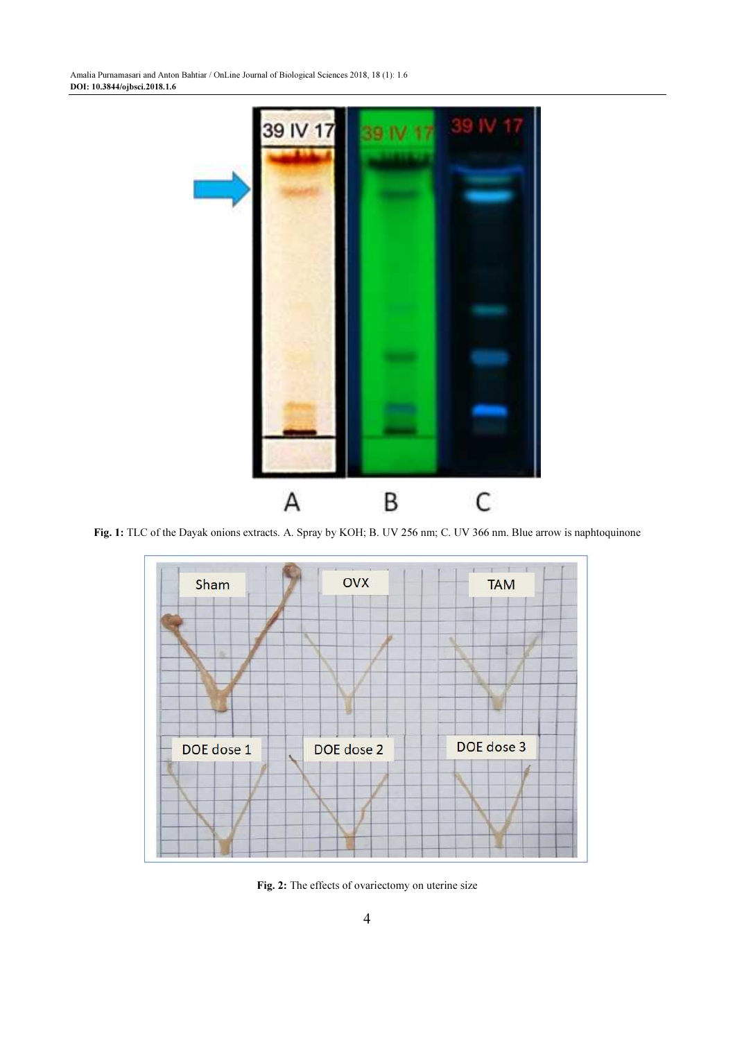Fig. 1: TLC of the Dayak onions extracts. A. Spray by KOH; B. UV 256 nm; C. UV 366 nm. Blue arrow is naphtoquinone

Fig. 2: The effects of ovariectomy on uterine size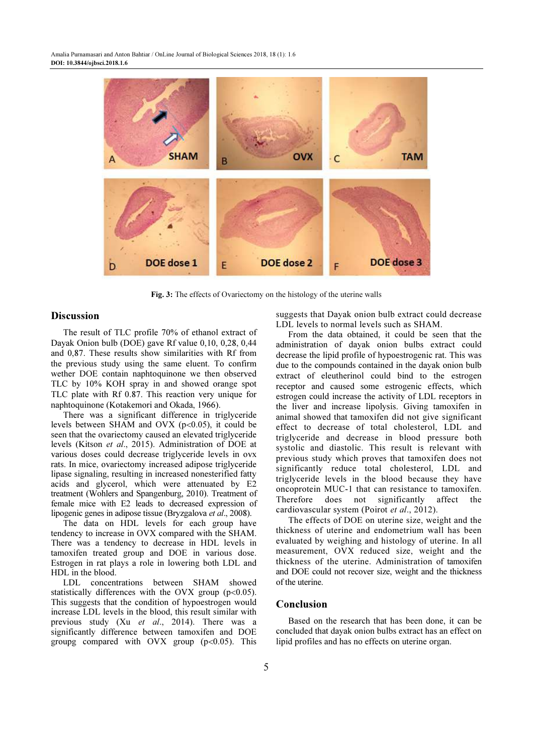Fig. 3: The effects of Ovariectomy on the histology of the uterine walls

## Discussion

The result of TLC profile 70% of ethanol extract of Dayak Onion bulb (DOE) gave Rf value 0,10, 0,28, 0,44 and 0,87. These results show similarities with Rf from the previous study using the same eluent. To confirm wether DOE contain naphtoquinone we then observed TLC by 10% KOH spray in and showed orange spot TLC plate with Rf 0.87. This reaction very unique for naphtoquinone (Kotakemori and Okada, 1966).

There was a significant difference in triglyceride levels between SHAM and OVX ($p<0.05$), it could be seen that the ovariectomy caused an elevated triglyceride levels (Kitson *et al*., 2015). Administration of DOE at various doses could decrease triglyceride levels in ovx rats. In mice, ovariectomy increased adipose triglyceride lipase signaling, resulting in increased nonesterified fatty acids and glycerol, which were attenuated by E2 treatment (Wohlers and Spangenburg, 2010). Treatment of female mice with E2 leads to decreased expression of lipogenic genes in adipose tissue (Bryzgalova *et al*., 2008).

The data on HDL levels for each group have tendency to increase in OVX compared with the SHAM. There was a tendency to decrease in HDL levels in tamoxifen treated group and DOE in various dose. Estrogen in rat plays a role in lowering both LDL and HDL in the blood.

LDL concentrations between SHAM showed statistically differences with the OVX group ($p<0.05$). This suggests that the condition of hypoestrogen would increase LDL levels in the blood, this result similar with previous study (Xu *et al*., 2014). There was a significantly difference between tamoxifen and DOE groupg compared with OVX group ($p<0.05$). This suggests that Dayak onion bulb extract could decrease LDL levels to normal levels such as SHAM.

From the data obtained, it could be seen that the administration of dayak onion bulbs extract could decrease the lipid profile of hypoestrogenic rat. This was due to the compounds contained in the dayak onion bulb extract of eleutherinol could bind to the estrogen receptor and caused some estrogenic effects, which estrogen could increase the activity of LDL receptors in the liver and increase lipolysis. Giving tamoxifen in animal showed that tamoxifen did not give significant effect to decrease of total cholesterol, LDL and triglyceride and decrease in blood pressure both systolic and diastolic. This result is relevant with previous study which proves that tamoxifen does not significantly reduce total cholesterol, LDL and triglyceride levels in the blood because they have oncoprotein MUC-1 that can resistance to tamoxifen. Therefore does not significantly affect the cardiovascular system (Poirot *et al*., 2012).

The effects of DOE on uterine size, weight and the thickness of uterine and endometrium wall has been evaluated by weighing and histology of uterine. In all measurement, OVX reduced size, weight and the thickness of the uterine. Administration of tamoxifen and DOE could not recover size, weight and the thickness of the uterine.

## Conclusion

Based on the research that has been done, it can be concluded that dayak onion bulbs extract has an effect on lipid profiles and has no effects on uterine organ.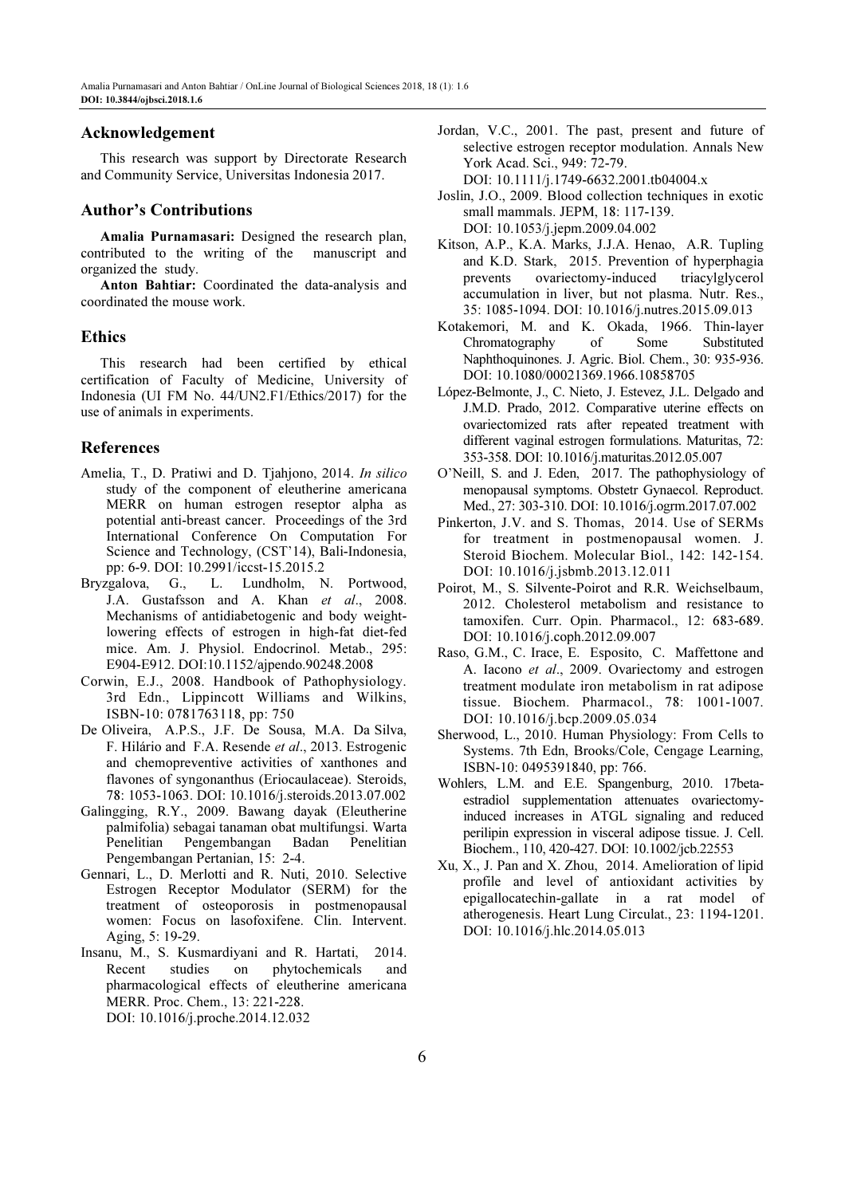## Acknowledgement

This research was support by Directorate Research and Community Service, Universitas Indonesia 2017.

## Author's Contributions

**Amalia Purnamasari:** Designed the research plan, contributed to the writing of the manuscript and organized the study.

**Anton Bahtiar:** Coordinated the data-analysis and coordinated the mouse work.

## Ethics

This research had been certified by ethical certification of Faculty of Medicine, University of Indonesia (UI FM No. 44/UN2.F1/Ethics/2017) for the use of animals in experiments.

## References

Amelia, T., D. Pratiwi and D. Tjahjono, 2014. *In silico* study of the component of eleutherine americana MERR on human estrogen reseptor alpha as potential anti-breast cancer. Proceedings of the 3rd International Conference On Computation For Science and Technology, (CST'14), Bali-Indonesia, pp: 6-9. DOI: 10.2991/iccst-15.2015.2

Bryzgalova, G., L. Lundholm, N. Portwood, J.A. Gustafsson and A. Khan *et al*., 2008. Mechanisms of antidiabetogenic and body weight-lowering effects of estrogen in high-fat diet-fed mice. Am. J. Physiol. Endocrinol. Metab., 295: E904-E912. DOI:10.1152/ajpendo.90248.2008

Corwin, E.J., 2008. Handbook of Pathophysiology. 3rd Edn., Lippincott Williams and Wilkins, ISBN-10: 0781763118, pp: 750

De Oliveira, A.P.S., J.F. De Sousa, M.A. Da Silva, F. Hilário and F.A. Resende *et al*., 2013. Estrogenic and chemopreventive activities of xanthones and flavones of syngonanthus (Eriocaulaceae). Steroids, 78: 1053-1063. DOI: 10.1016/j.steroids.2013.07.002

Galingging, R.Y., 2009. Bawang dayak (Eleutherine palmifolia) sebagai tanaman obat multifungsi. Warta Penelitian Pengembangan Badan Penelitian Pengembangan Pertanian, 15: 2-4.

Gennari, L., D. Merlotti and R. Nuti, 2010. Selective Estrogen Receptor Modulator (SERM) for the treatment of osteoporosis in postmenopausal women: Focus on lasofoxifene. Clin. Intervent. Aging, 5: 19-29.

Insanu, M., S. Kusmardiyani and R. Hartati, 2014. Recent studies on phytochemicals and pharmacological effects of eleutherine americana MERR. Proc. Chem., 13: 221-228. DOI: 10.1016/j.proche.2014.12.032

Jordan, V.C., 2001. The past, present and future of selective estrogen receptor modulation. Annals New York Acad. Sci., 949: 72-79. DOI: 10.1111/j.1749-6632.2001.tb04004.x

Joslin, J.O., 2009. Blood collection techniques in exotic small mammals. JEPM, 18: 117-139. DOI: 10.1053/j.jepm.2009.04.002

Kitson, A.P., K.A. Marks, J.J.A. Henao, A.R. Tupling and K.D. Stark, 2015. Prevention of hyperphagia prevents ovariectomy-induced triacylglycerol accumulation in liver, but not plasma. Nutr. Res., 35: 1085-1094. DOI: 10.1016/j.nutres.2015.09.013

Kotakemori, M. and K. Okada, 1966. Thin-layer Chromatography of Some Substituted Naphthoquinones. J. Agric. Biol. Chem., 30: 935-936. DOI: 10.1080/00021369.1966.10858705

López-Belmonte, J., C. Nieto, J. Estevez, J.L. Delgado and J.M.D. Prado, 2012. Comparative uterine effects on ovariectomized rats after repeated treatment with different vaginal estrogen formulations. Maturitas, 72: 353-358. DOI: 10.1016/j.maturitas.2012.05.007

O'Neill, S. and J. Eden, 2017. The pathophysiology of menopausal symptoms. Obstetr Gynaecol. Reproduct. Med., 27: 303-310. DOI: 10.1016/j.ogrm.2017.07.002

Pinkerton, J.V. and S. Thomas, 2014. Use of SERMs for treatment in postmenopausal women. J. Steroid Biochem. Molecular Biol., 142: 142-154. DOI: 10.1016/j.jsbmb.2013.12.011

Poirot, M., S. Silvente-Poirot and R.R. Weichselbaum, 2012. Cholesterol metabolism and resistance to tamoxifen. Curr. Opin. Pharmacol., 12: 683-689. DOI: 10.1016/j.coph.2012.09.007

Raso, G.M., C. Irace, E. Esposito, C. Maffettone and A. Iacono *et al*., 2009. Ovariectomy and estrogen treatment modulate iron metabolism in rat adipose tissue. Biochem. Pharmacol., 78: 1001-1007. DOI: 10.1016/j.bcp.2009.05.034

Sherwood, L., 2010. Human Physiology: From Cells to Systems. 7th Edn, Brooks/Cole, Cengage Learning, ISBN-10: 0495391840, pp: 766.

Wohlers, L.M. and E.E. Spangenburg, 2010. 17beta-estradiol supplementation attenuates ovariectomy-induced increases in ATGL signaling and reduced perilipin expression in visceral adipose tissue. J. Cell. Biochem., 110, 420-427. DOI: 10.1002/jcb.22553

Xu, X., J. Pan and X. Zhou, 2014. Amelioration of lipid profile and level of antioxidant activities by epigallocatechin-gallate in a rat model of atherogenesis. Heart Lung Circulat., 23: 1194-1201. DOI: 10.1016/j.hlc.2014.05.013